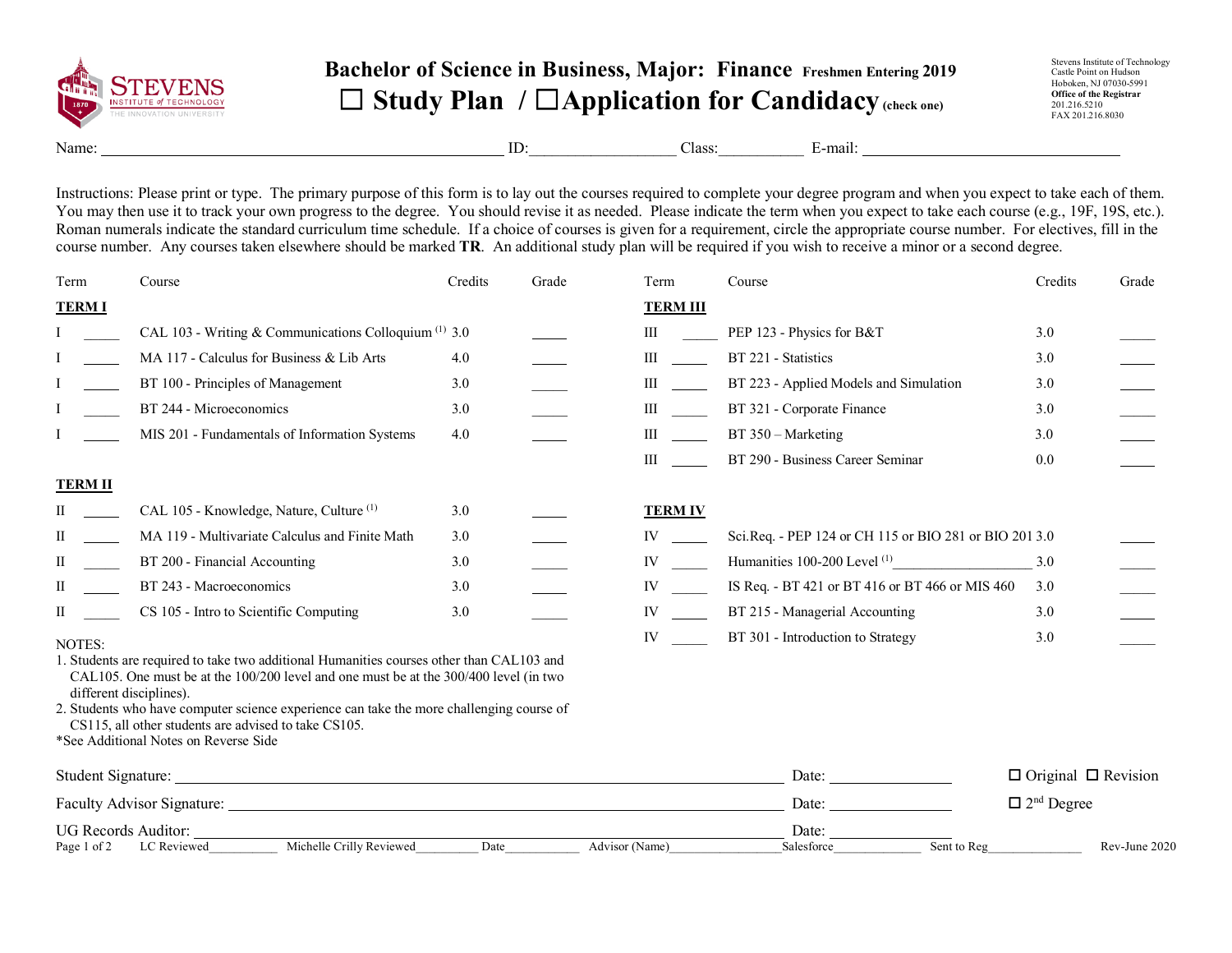# Bachelor of Science in Business, Major: Finance Freshmen Entering 2019

☐ Study Plan / ☐Application for Candidacy (check one)

Stevens Institute of Technology
Castle Point on Hudson
Hoboken, NJ 07030-5991
**Office of the Registrar**
201.216.5210
FAX 201.216.8030

Name: ______________________ ID:__________________ Class:___________ E-mail: ______________________

Instructions: Please print or type. The primary purpose of this form is to lay out the courses required to complete your degree program and when you expect to take each of them. You may then use it to track your own progress to the degree. You should revise it as needed. Please indicate the term when you expect to take each course (e.g., 19F, 19S, etc.). Roman numerals indicate the standard curriculum time schedule. If a choice of courses is given for a requirement, circle the appropriate course number. For electives, fill in the course number. Any courses taken elsewhere should be marked **TR**. An additional study plan will be required if you wish to receive a minor or a second degree.

| Term | | Course | Credits | Grade |
|---|---|---|---|---|
| **TERM I** | | | | |
| I | _____ | CAL 103 - Writing & Communications Colloquium (1) | 3.0 | _____ |
| I | _____ | MA 117 - Calculus for Business & Lib Arts | 4.0 | _____ |
| I | _____ | BT 100 - Principles of Management | 3.0 | _____ |
| I | _____ | BT 244 - Microeconomics | 3.0 | _____ |
| I | _____ | MIS 201 - Fundamentals of Information Systems | 4.0 | _____ |
| **TERM II** | | | | |
| II | _____ | CAL 105 - Knowledge, Nature, Culture (1) | 3.0 | _____ |
| II | _____ | MA 119 - Multivariate Calculus and Finite Math | 3.0 | _____ |
| II | _____ | BT 200 - Financial Accounting | 3.0 | _____ |
| II | _____ | BT 243 - Macroeconomics | 3.0 | _____ |
| II | _____ | CS 105 - Intro to Scientific Computing | 3.0 | _____ |
| **TERM III** | | | | |
| III | _____ | PEP 123 - Physics for B&T | 3.0 | _____ |
| III | _____ | BT 221 - Statistics | 3.0 | _____ |
| III | _____ | BT 223 - Applied Models and Simulation | 3.0 | _____ |
| III | _____ | BT 321 - Corporate Finance | 3.0 | _____ |
| III | _____ | BT 350 – Marketing | 3.0 | _____ |
| III | _____ | BT 290 - Business Career Seminar | 0.0 | _____ |
| **TERM IV** | | | | |
| IV | _____ | Sci.Req. - PEP 124 or CH 115 or BIO 281 or BIO 201 | 3.0 | _____ |
| IV | _____ | Humanities 100-200 Level (1)___________________ | 3.0 | _____ |
| IV | _____ | IS Req. - BT 421 or BT 416 or BT 466 or MIS 460 | 3.0 | _____ |
| IV | _____ | BT 215 - Managerial Accounting | 3.0 | _____ |
| IV | _____ | BT 301 - Introduction to Strategy | 3.0 | _____ |

NOTES:
1. Students are required to take two additional Humanities courses other than CAL103 and CAL105. One must be at the 100/200 level and one must be at the 300/400 level (in two different disciplines).
2. Students who have computer science experience can take the more challenging course of CS115, all other students are advised to take CS105.

*See Additional Notes on Reverse Side

Student Signature: ______________________ Date: ______________ ☐ Original ☐ Revision

Faculty Advisor Signature: ______________________ Date: ______________ ☐ 2nd Degree

UG Records Auditor: ______________________ Date: ______________

LC Reviewed__________ Michelle Crilly Reviewed_________ Date___________ Advisor (Name)________________ Salesforce_____________ Sent to Reg______________ Rev-June 2020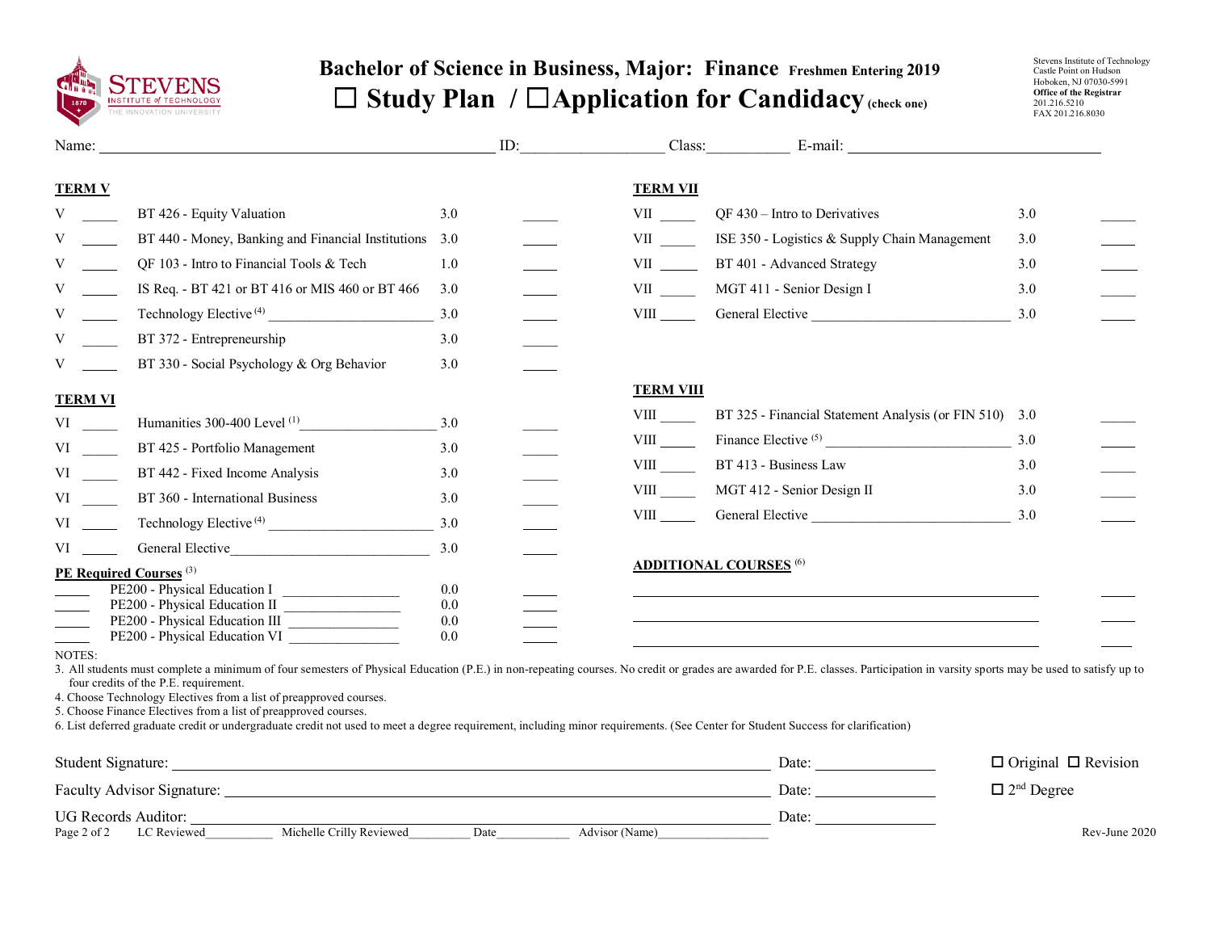Stevens Institute of Technology
Castle Point on Hudson
Hoboken, NJ 07030-5991
**Office of the Registrar**
201.216.5210
FAX 201.216.8030

# Bachelor of Science in Business, Major: Finance Freshmen Entering 2019

## ☐ Study Plan / ☐ Application for Candidacy (check one)

Name: ______________________ ID: __________ Class: ________ E-mail: ______________________

### TERM V

| | | | | |
|---|---|---|---|---|
| V | _____ | BT 426 - Equity Valuation | 3.0 | _____ |
| V | _____ | BT 440 - Money, Banking and Financial Institutions | 3.0 | _____ |
| V | _____ | QF 103 - Intro to Financial Tools & Tech | 1.0 | _____ |
| V | _____ | IS Req. - BT 421 or BT 416 or MIS 460 or BT 466 | 3.0 | _____ |
| V | _____ | Technology Elective [4] ______________ | 3.0 | _____ |
| V | _____ | BT 372 - Entrepreneurship | 3.0 | _____ |
| V | _____ | BT 330 - Social Psychology & Org Behavior | 3.0 | _____ |

### TERM VI

| | | | | |
|---|---|---|---|---|
| VI | _____ | Humanities 300-400 Level [1] ______________ | 3.0 | _____ |
| VI | _____ | BT 425 - Portfolio Management | 3.0 | _____ |
| VI | _____ | BT 442 - Fixed Income Analysis | 3.0 | _____ |
| VI | _____ | BT 360 - International Business | 3.0 | _____ |
| VI | _____ | Technology Elective [4] ______________ | 3.0 | _____ |
| VI | _____ | General Elective______________ | 3.0 | _____ |

### PE Required Courses [3]

| | | | |
|---|---|---|---|
| _____ | PE200 - Physical Education I ______________ | 0.0 | _____ |
| _____ | PE200 - Physical Education II ______________ | 0.0 | _____ |
| _____ | PE200 - Physical Education III ______________ | 0.0 | _____ |
| _____ | PE200 - Physical Education VI ______________ | 0.0 | _____ |

### TERM VII

| | | | | |
|---|---|---|---|---|
| VII | _____ | QF 430 – Intro to Derivatives | 3.0 | _____ |
| VII | _____ | ISE 350 - Logistics & Supply Chain Management | 3.0 | _____ |
| VII | _____ | BT 401 - Advanced Strategy | 3.0 | _____ |
| VII | _____ | MGT 411 - Senior Design I | 3.0 | _____ |
| VIII | _____ | General Elective ______________ | 3.0 | _____ |

### TERM VIII

| | | | | |
|---|---|---|---|---|
| VIII | _____ | BT 325 - Financial Statement Analysis (or FIN 510) | 3.0 | _____ |
| VIII | _____ | Finance Elective [5] ______________ | 3.0 | _____ |
| VIII | _____ | BT 413 - Business Law | 3.0 | _____ |
| VIII | _____ | MGT 412 - Senior Design II | 3.0 | _____ |
| VIII | _____ | General Elective ______________ | 3.0 | _____ |

### ADDITIONAL COURSES [6]

______________________________ _____
______________________________ _____
______________________________ _____

NOTES:

3. All students must complete a minimum of four semesters of Physical Education (P.E.) in non-repeating courses. No credit or grades are awarded for P.E. classes. Participation in varsity sports may be used to satisfy up to four credits of the P.E. requirement.
4. Choose Technology Electives from a list of preapproved courses.
5. Choose Finance Electives from a list of preapproved courses.
6. List deferred graduate credit or undergraduate credit not used to meet a degree requirement, including minor requirements. (See Center for Student Success for clarification)

Student Signature: ______________________ Date: __________ ☐ Original ☐ Revision

Faculty Advisor Signature: ______________________ Date: __________ ☐ 2nd Degree

UG Records Auditor: ______________________ Date: __________

LC Reviewed__________ Michelle Crilly Reviewed__________ Date__________ Advisor (Name)__________

Rev-June 2020